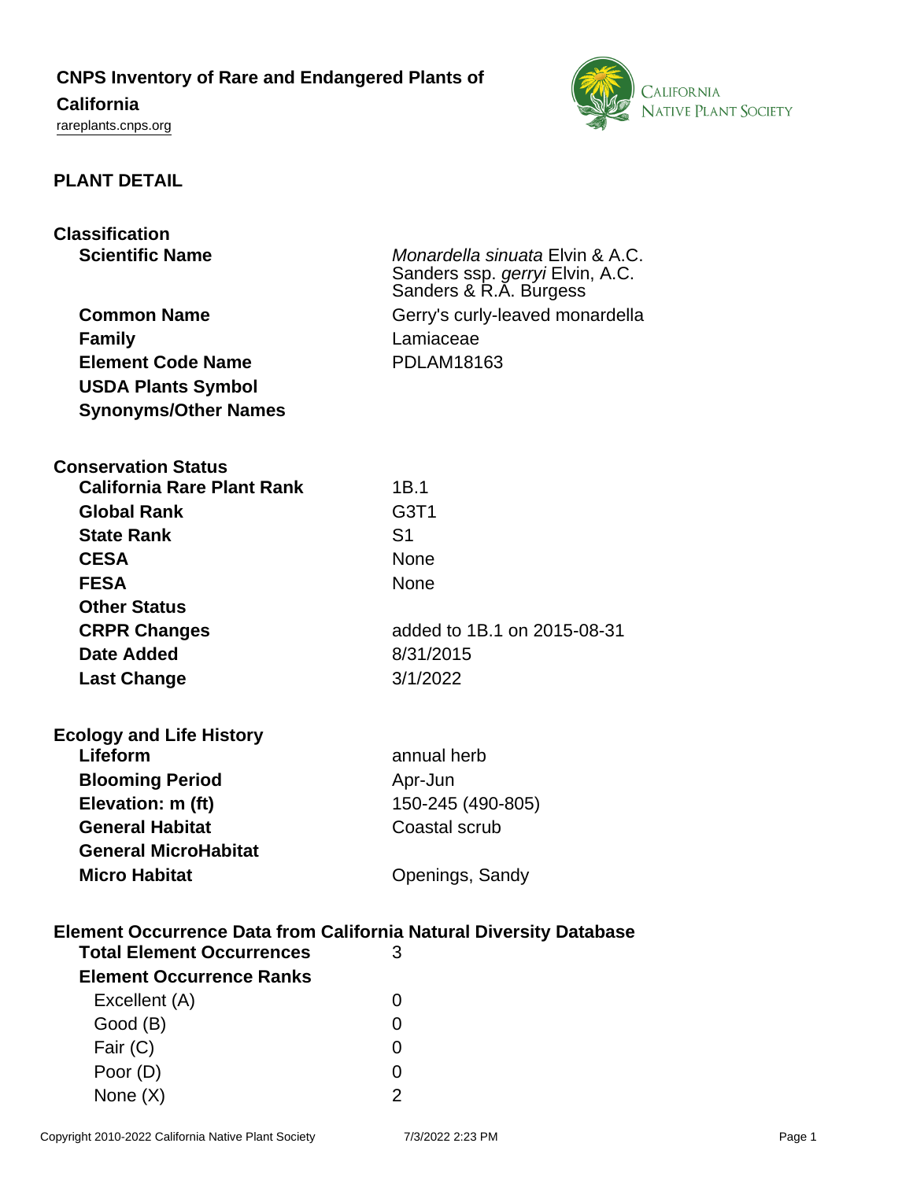# CNPS Inventory of Rare and Endangered Plants of California

rareplants.cnps.org

## PLANT DETAIL

### Classification

| | |
|---|---|
| **Scientific Name** | *Monardella sinuata* Elvin & A.C. Sanders ssp. *gerryi* Elvin, A.C. Sanders & R.A. Burgess |
| **Common Name** | Gerry's curly-leaved monardella |
| **Family** | Lamiaceae |
| **Element Code Name** | PDLAM18163 |
| **USDA Plants Symbol** | |
| **Synonyms/Other Names** | |

### Conservation Status

| | |
|---|---|
| **California Rare Plant Rank** | 1B.1 |
| **Global Rank** | G3T1 |
| **State Rank** | S1 |
| **CESA** | None |
| **FESA** | None |
| **Other Status** | |
| **CRPR Changes** | added to 1B.1 on 2015-08-31 |
| **Date Added** | 8/31/2015 |
| **Last Change** | 3/1/2022 |

### Ecology and Life History

| | |
|---|---|
| **Lifeform** | annual herb |
| **Blooming Period** | Apr-Jun |
| **Elevation: m (ft)** | 150-245 (490-805) |
| **General Habitat** | Coastal scrub |
| **General MicroHabitat** | |
| **Micro Habitat** | Openings, Sandy |

### Element Occurrence Data from California Natural Diversity Database

| | |
|---|---|
| **Total Element Occurrences** | 3 |
| **Element Occurrence Ranks** | |
| Excellent (A) | 0 |
| Good (B) | 0 |
| Fair (C) | 0 |
| Poor (D) | 0 |
| None (X) | 2 |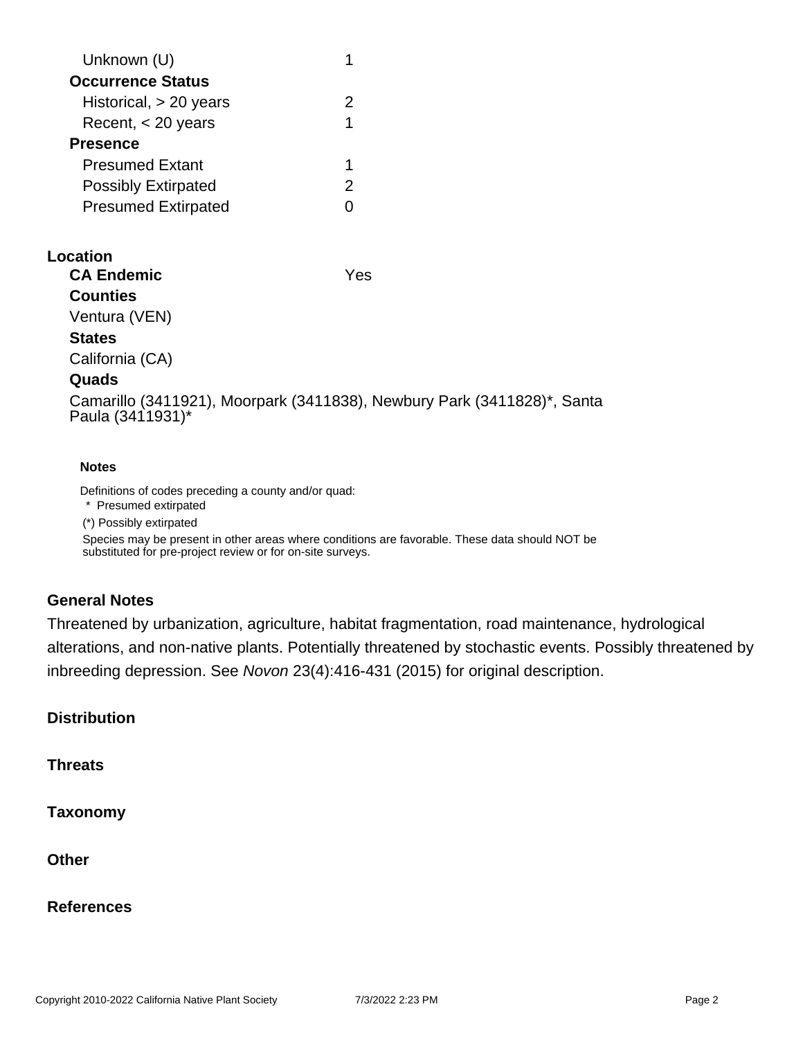| | |
|---|---|
| Unknown (U) | 1 |
| **Occurrence Status** | |
| Historical, > 20 years | 2 |
| Recent, < 20 years | 1 |
| **Presence** | |
| Presumed Extant | 1 |
| Possibly Extirpated | 2 |
| Presumed Extirpated | 0 |

## Location

**CA Endemic** Yes

**Counties**

Ventura (VEN)

**States**

California (CA)

**Quads**

Camarillo (3411921), Moorpark (3411838), Newbury Park (3411828)*, Santa Paula (3411931)*

**Notes**

Definitions of codes preceding a county and/or quad:

* Presumed extirpated

(*) Possibly extirpated

Species may be present in other areas where conditions are favorable. These data should NOT be substituted for pre-project review or for on-site surveys.

## General Notes

Threatened by urbanization, agriculture, habitat fragmentation, road maintenance, hydrological alterations, and non-native plants. Potentially threatened by stochastic events. Possibly threatened by inbreeding depression. See *Novon* 23(4):416-431 (2015) for original description.

## Distribution

## Threats

## Taxonomy

## Other

## References

Copyright 2010-2022 California Native Plant Society 7/3/2022 2:23 PM